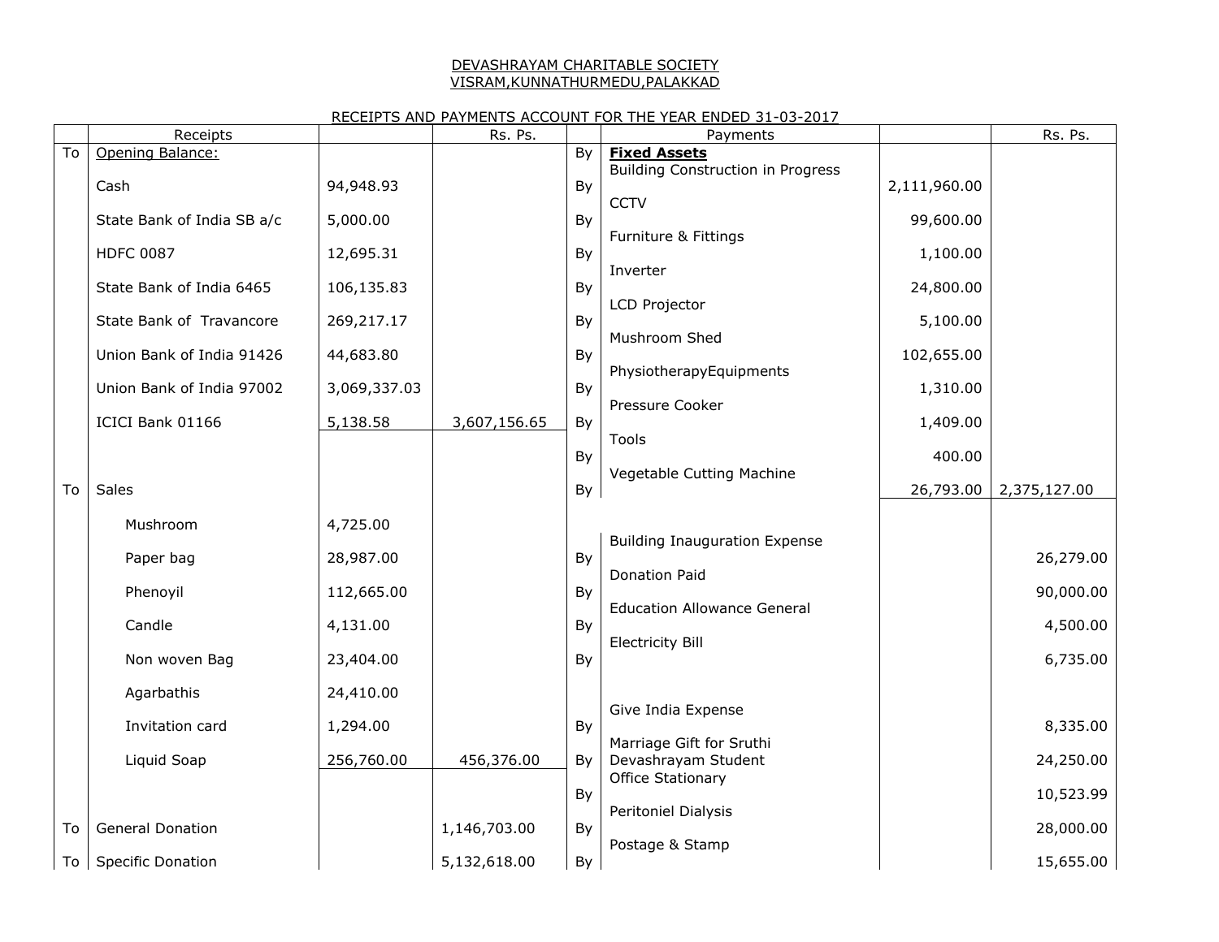DEVASHRAYAM CHARITABLE SOCIETY
VISRAM,KUNNATHURMEDU,PALAKKAD

RECEIPTS AND PAYMENTS ACCOUNT FOR THE YEAR ENDED 31-03-2017

| | Receipts | | Rs. Ps. | | Payments | | Rs. Ps. |
|---|---|---|---|---|---|---|---|
| To | Opening Balance: | | | By | **Fixed Assets** | | |
| | Cash | 94,948.93 | | By | Building Construction in Progress | 2,111,960.00 | |
| | State Bank of India SB a/c | 5,000.00 | | By | CCTV | 99,600.00 | |
| | HDFC 0087 | 12,695.31 | | By | Furniture & Fittings | 1,100.00 | |
| | State Bank of India 6465 | 106,135.83 | | By | Inverter | 24,800.00 | |
| | State Bank of Travancore | 269,217.17 | | By | LCD Projector | 5,100.00 | |
| | Union Bank of India 91426 | 44,683.80 | | By | Mushroom Shed | 102,655.00 | |
| | Union Bank of India 97002 | 3,069,337.03 | | By | PhysiotherapyEquipments | 1,310.00 | |
| | ICICI Bank 01166 | 5,138.58 | 3,607,156.65 | By | Pressure Cooker | 1,409.00 | |
| | | | | By | Tools | 400.00 | |
| To | Sales | | | By | Vegetable Cutting Machine | 26,793.00 | 2,375,127.00 |
| | Mushroom | 4,725.00 | | | | | |
| | Paper bag | 28,987.00 | | By | Building Inauguration Expense | | 26,279.00 |
| | Phenoyil | 112,665.00 | | By | Donation Paid | | 90,000.00 |
| | Candle | 4,131.00 | | By | Education Allowance General | | 4,500.00 |
| | Non woven Bag | 23,404.00 | | By | Electricity Bill | | 6,735.00 |
| | Agarbathis | 24,410.00 | | | | | |
| | Invitation card | 1,294.00 | | By | Give India Expense | | 8,335.00 |
| | Liquid Soap | 256,760.00 | 456,376.00 | By | Marriage Gift for Sruthi Devashrayam Student | | 24,250.00 |
| | | | | By | Office Stationary | | 10,523.99 |
| To | General Donation | | 1,146,703.00 | By | Peritoniel Dialysis | | 28,000.00 |
| To | Specific Donation | | 5,132,618.00 | By | Postage & Stamp | | 15,655.00 |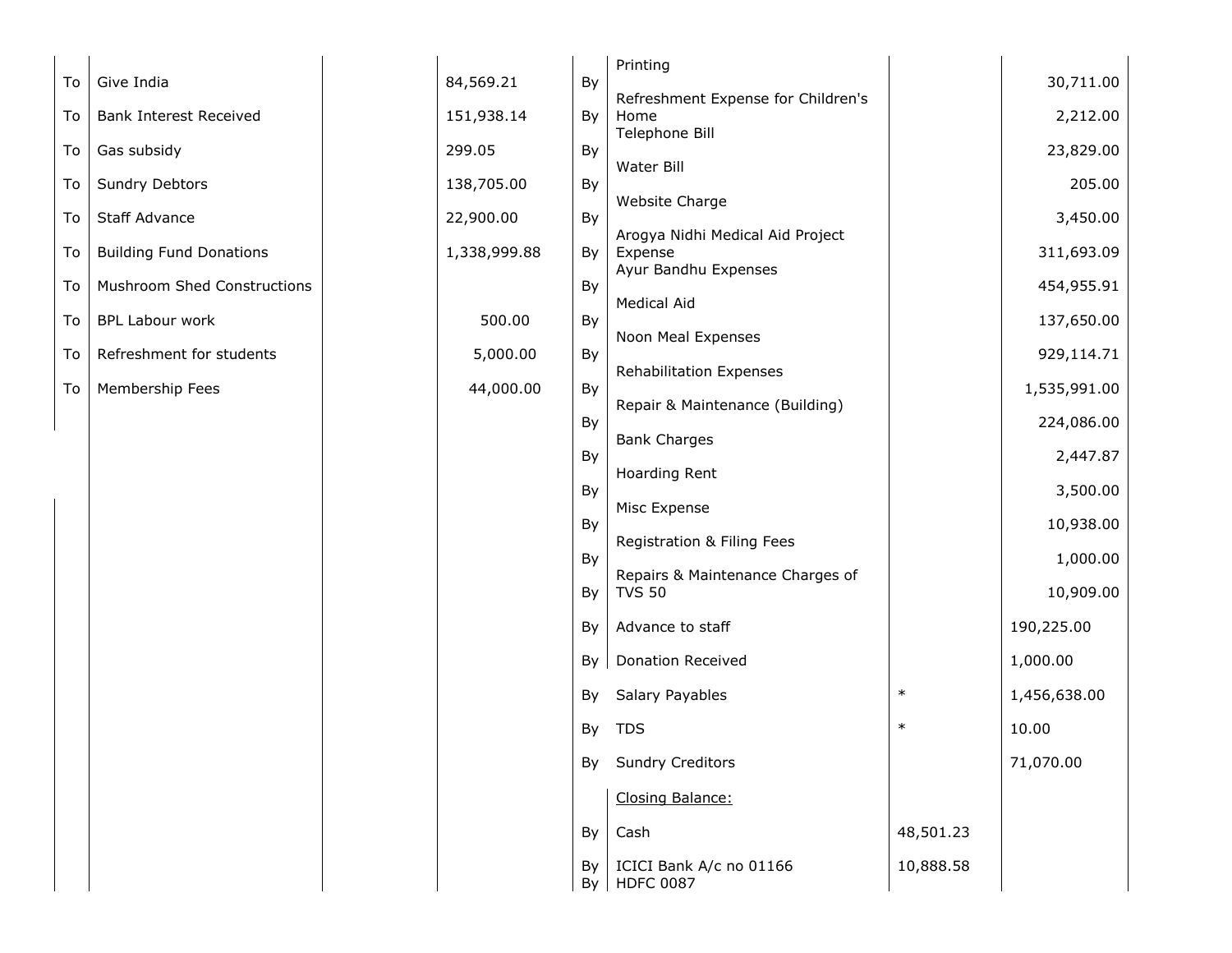| | | | | | | | |
|---|---|---|---|---|---|---|---|
| To | Give India | | 84,569.21 | By | Printing | | 30,711.00 |
| To | Bank Interest Received | | 151,938.14 | By | Refreshment Expense for Children's Home | | 2,212.00 |
| To | Gas subsidy | | 299.05 | By | Telephone Bill | | 23,829.00 |
| To | Sundry Debtors | | 138,705.00 | By | Water Bill | | 205.00 |
| To | Staff Advance | | 22,900.00 | By | Website Charge | | 3,450.00 |
| To | Building Fund Donations | | 1,338,999.88 | By | Arogya Nidhi Medical Aid Project Expense | | 311,693.09 |
| To | Mushroom Shed Constructions | | | By | Ayur Bandhu Expenses | | 454,955.91 |
| To | BPL Labour work | | 500.00 | By | Medical Aid | | 137,650.00 |
| To | Refreshment for students | | 5,000.00 | By | Noon Meal Expenses | | 929,114.71 |
| To | Membership Fees | | 44,000.00 | By | Rehabilitation Expenses | | 1,535,991.00 |
| | | | | By | Repair & Maintenance (Building) | | 224,086.00 |
| | | | | By | Bank Charges | | 2,447.87 |
| | | | | By | Hoarding Rent | | 3,500.00 |
| | | | | By | Misc Expense | | 10,938.00 |
| | | | | By | Registration & Filing Fees | | 1,000.00 |
| | | | | By | Repairs & Maintenance Charges of TVS 50 | | 10,909.00 |
| | | | | By | Advance to staff | | 190,225.00 |
| | | | | By | Donation Received | | 1,000.00 |
| | | | | By | Salary Payables | * | 1,456,638.00 |
| | | | | By | TDS | * | 10.00 |
| | | | | By | Sundry Creditors | | 71,070.00 |
| | | | | | Closing Balance: | | |
| | | | | By | Cash | 48,501.23 | |
| | | | | By | ICICI Bank A/c no 01166 | 10,888.58 | |
| | | | | By | HDFC 0087 | | |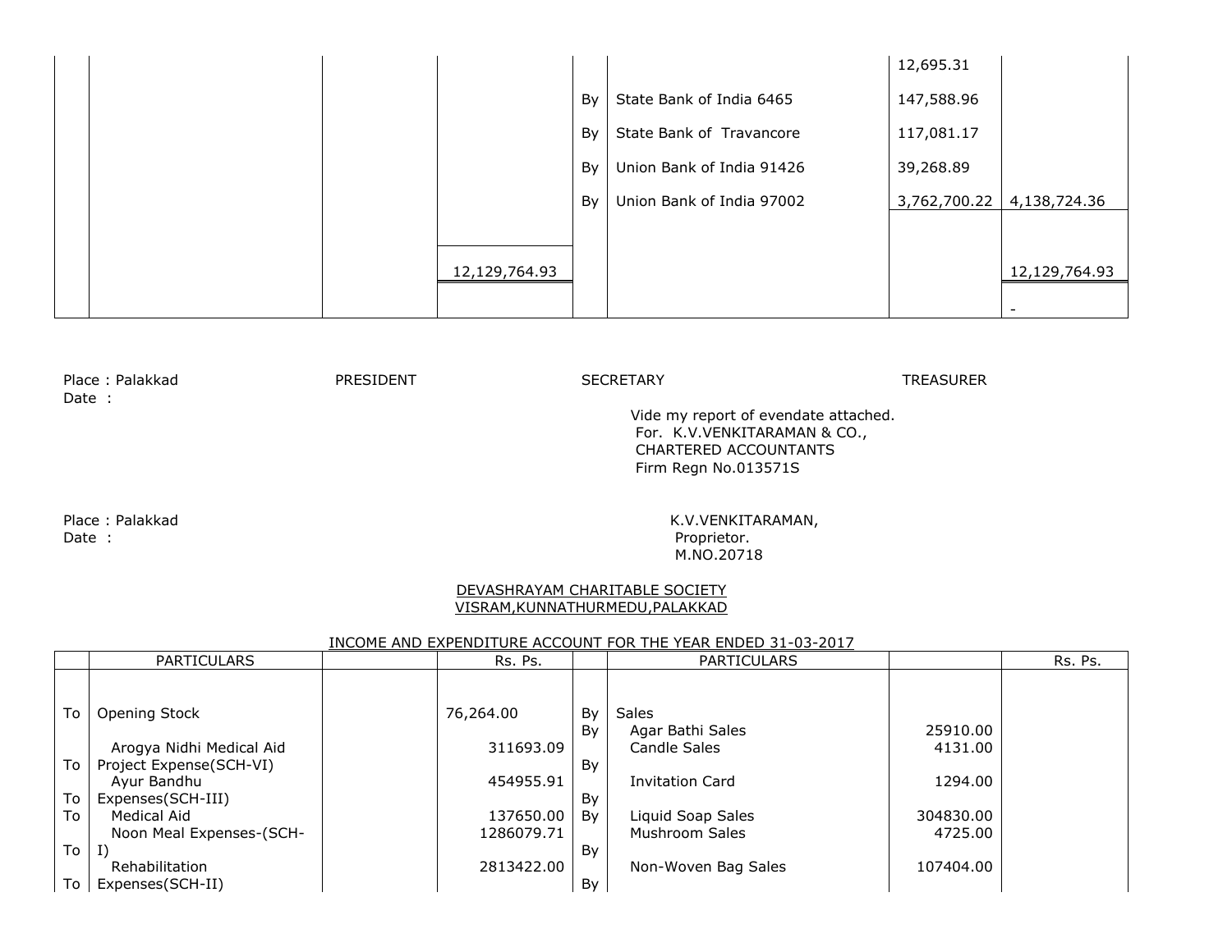|  |  |  |  |  |  | 12,695.31 |  |
|---|---|---|---|---|---|---|---|
|  |  |  |  | By | State Bank of India 6465 | 147,588.96 |  |
|  |  |  |  | By | State Bank of Travancore | 117,081.17 |  |
|  |  |  |  | By | Union Bank of India 91426 | 39,268.89 |  |
|  |  |  |  | By | Union Bank of India 97002 | 3,762,700.22 | 4,138,724.36 |
|  |  |  | 12,129,764.93 |  |  |  | 12,129,764.93 |
|  |  |  |  |  |  |  | - |

Place : Palakkad PRESIDENT SECRETARY TREASURER
Date :

Vide my report of evendate attached.
For. K.V.VENKITARAMAN & CO.,
CHARTERED ACCOUNTANTS
Firm Regn No.013571S

Place : Palakkad
Date :

K.V.VENKITARAMAN,
Proprietor.
M.NO.20718

DEVASHRAYAM CHARITABLE SOCIETY
VISRAM,KUNNATHURMEDU,PALAKKAD

INCOME AND EXPENDITURE ACCOUNT FOR THE YEAR ENDED 31-03-2017

|  | PARTICULARS |  | Rs. Ps. |  | PARTICULARS |  | Rs. Ps. |
|---|---|---|---|---|---|---|---|
| To | Opening Stock |  | 76,264.00 | By | Sales |  |  |
|  |  |  |  | By | Agar Bathi Sales | 25910.00 |  |
| To | Arogya Nidhi Medical Aid Project Expense(SCH-VI) |  | 311693.09 |  | Candle Sales | 4131.00 |  |
| To | Ayur Bandhu Expenses(SCH-III) |  | 454955.91 | By | Invitation Card | 1294.00 |  |
| To | Medical Aid |  | 137650.00 | By | Liquid Soap Sales | 304830.00 |  |
| To | Noon Meal Expenses-(SCH-I) |  | 1286079.71 |  | Mushroom Sales | 4725.00 |  |
| To | Rehabilitation Expenses(SCH-II) |  | 2813422.00 | By | Non-Woven Bag Sales | 107404.00 |  |
|  |  |  |  | By |  |  |  |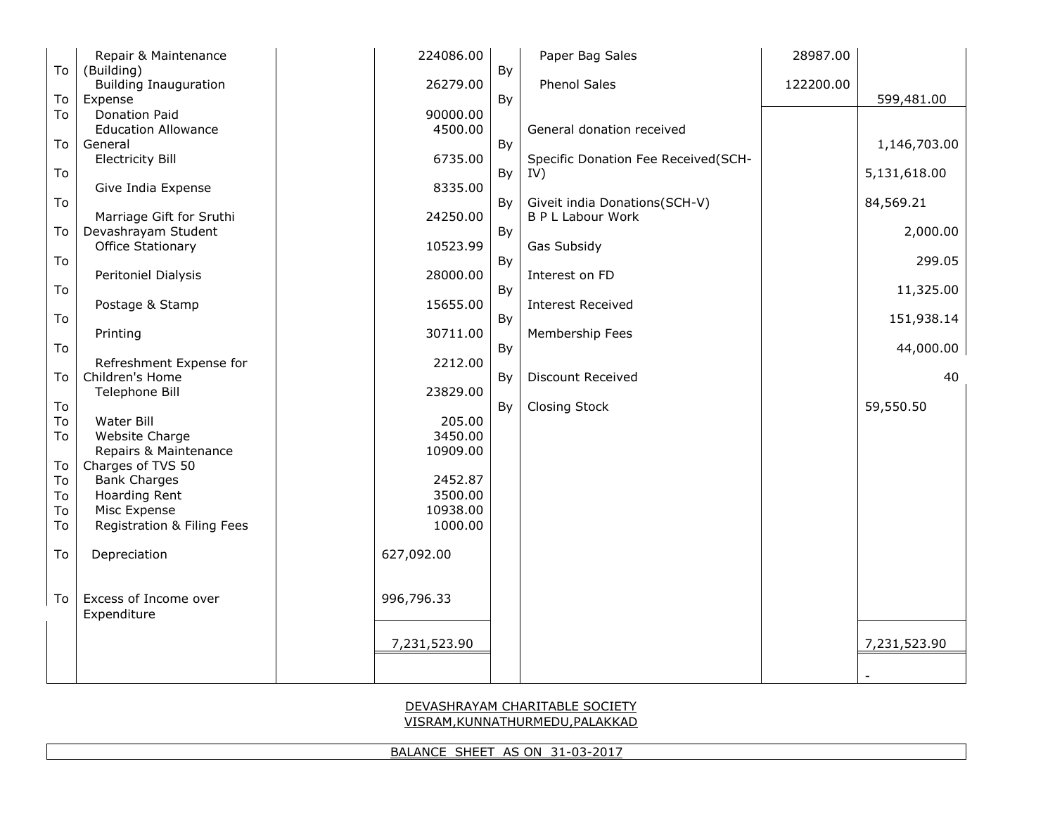| | | | | | | | |
|---|---|---|---|---|---|---|---|
| To | Repair & Maintenance (Building) | | 224086.00 | By | Paper Bag Sales | 28987.00 | |
| To | Building Inauguration Expense | | 26279.00 | By | Phenol Sales | 122200.00 | 599,481.00 |
| To | Donation Paid | | 90000.00 | | | | |
| To | Education Allowance General | | 4500.00 | By | General donation received | | 1,146,703.00 |
| To | Electricity Bill | | 6735.00 | By | Specific Donation Fee Received(SCH-IV) | | 5,131,618.00 |
| To | Give India Expense | | 8335.00 | By | Giveit india Donations(SCH-V) | | 84,569.21 |
| To | Marriage Gift for Sruthi Devashrayam Student | | 24250.00 | By | B P L Labour Work | | 2,000.00 |
| To | Office Stationary | | 10523.99 | By | Gas Subsidy | | 299.05 |
| To | Peritoniel Dialysis | | 28000.00 | By | Interest on FD | | 11,325.00 |
| To | Postage & Stamp | | 15655.00 | By | Interest Received | | 151,938.14 |
| To | Printing | | 30711.00 | By | Membership Fees | | 44,000.00 |
| To | Refreshment Expense for Children's Home | | 2212.00 | By | Discount Received | | 40 |
| To | Telephone Bill | | 23829.00 | By | Closing Stock | | 59,550.50 |
| To | Water Bill | | 205.00 | | | | |
| To | Website Charge | | 3450.00 | | | | |
| To | Repairs & Maintenance Charges of TVS 50 | | 10909.00 | | | | |
| To | Bank Charges | | 2452.87 | | | | |
| To | Hoarding Rent | | 3500.00 | | | | |
| To | Misc Expense | | 10938.00 | | | | |
| To | Registration & Filing Fees | | 1000.00 | | | | |
| To | Depreciation | | 627,092.00 | | | | |
| To | Excess of Income over Expenditure | | 996,796.33 | | | | |
| | | | 7,231,523.90 | | | | 7,231,523.90 |
| | | | | | | | - |

DEVASHRAYAM CHARITABLE SOCIETY
VISRAM,KUNNATHURMEDU,PALAKKAD

BALANCE SHEET AS ON 31-03-2017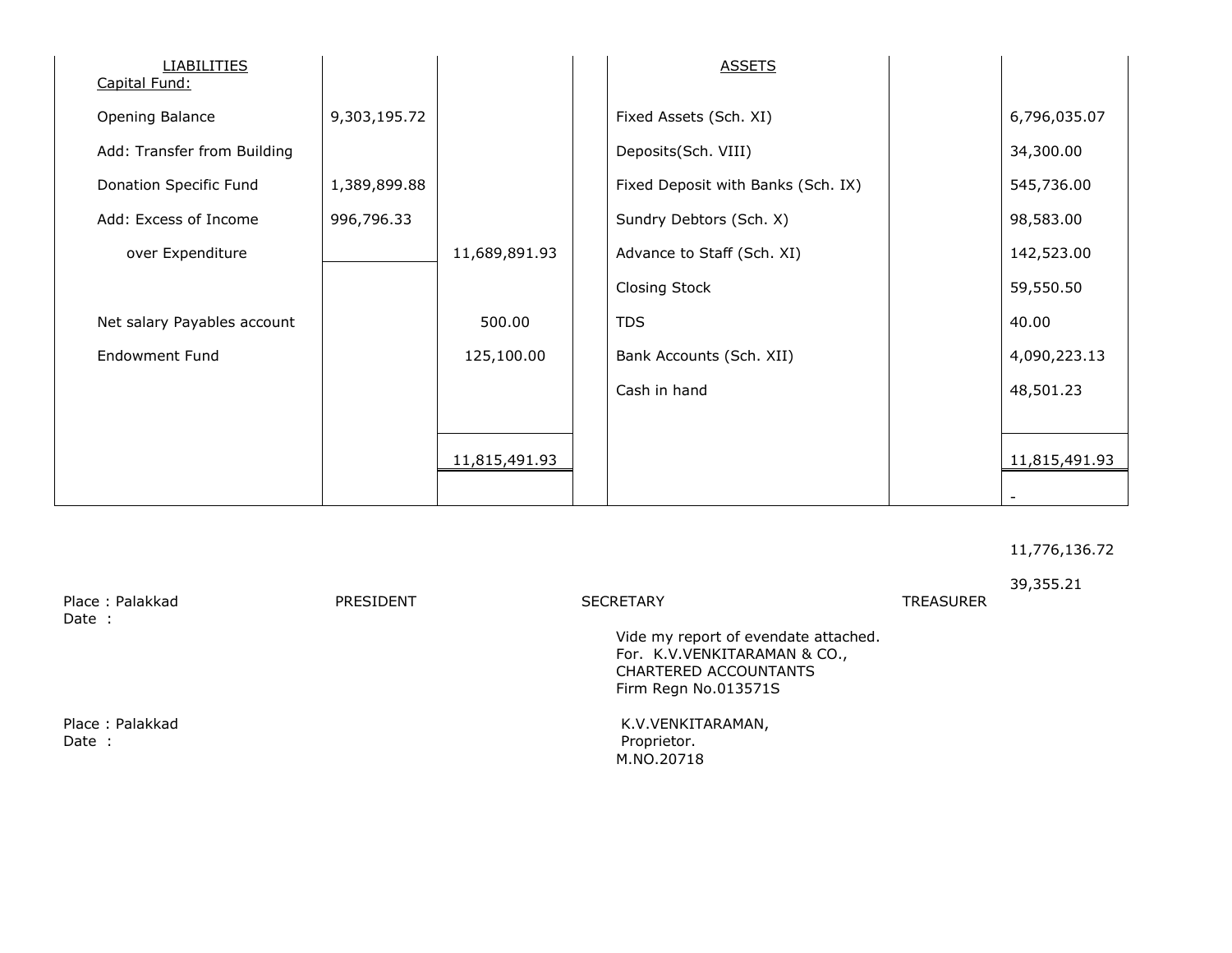| LIABILITIES | | | | ASSETS | | |
|---|---|---|---|---|---|---|
| Capital Fund: | | | | | | |
| Opening Balance | 9,303,195.72 | | | Fixed Assets (Sch. XI) | | 6,796,035.07 |
| Add: Transfer from Building | | | | Deposits(Sch. VIII) | | 34,300.00 |
| Donation Specific Fund | 1,389,899.88 | | | Fixed Deposit with Banks (Sch. IX) | | 545,736.00 |
| Add: Excess of Income | 996,796.33 | | | Sundry Debtors (Sch. X) | | 98,583.00 |
| over Expenditure | | 11,689,891.93 | | Advance to Staff (Sch. XI) | | 142,523.00 |
| | | | | Closing Stock | | 59,550.50 |
| Net salary Payables account | | 500.00 | | TDS | | 40.00 |
| Endowment Fund | | 125,100.00 | | Bank Accounts (Sch. XII) | | 4,090,223.13 |
| | | | | Cash in hand | | 48,501.23 |
| | | 11,815,491.93 | | | | 11,815,491.93 |
| | | | | | | - |

11,776,136.72

39,355.21

Place : Palakkad
Date :

PRESIDENT　　　SECRETARY　　　TREASURER

Vide my report of evendate attached.
For. K.V.VENKITARAMAN & CO.,
CHARTERED ACCOUNTANTS
Firm Regn No.013571S

Place : Palakkad
Date :

K.V.VENKITARAMAN,
Proprietor.
M.NO.20718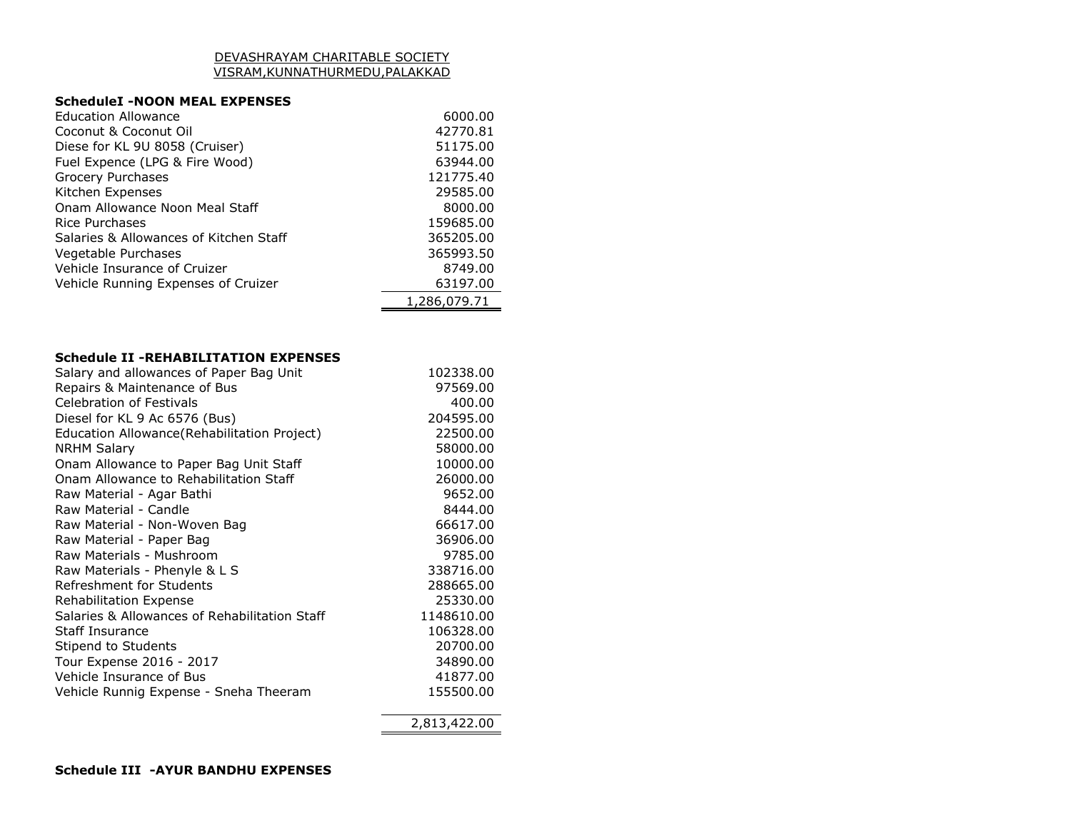DEVASHRAYAM CHARITABLE SOCIETY
VISRAM,KUNNATHURMEDU,PALAKKAD

### ScheduleI -NOON MEAL EXPENSES

| | |
|---|---|
| Education Allowance | 6000.00 |
| Coconut & Coconut Oil | 42770.81 |
| Diese for KL 9U 8058 (Cruiser) | 51175.00 |
| Fuel Expence (LPG & Fire Wood) | 63944.00 |
| Grocery Purchases | 121775.40 |
| Kitchen Expenses | 29585.00 |
| Onam Allowance Noon Meal Staff | 8000.00 |
| Rice Purchases | 159685.00 |
| Salaries & Allowances of Kitchen Staff | 365205.00 |
| Vegetable Purchases | 365993.50 |
| Vehicle Insurance of Cruizer | 8749.00 |
| Vehicle Running Expenses of Cruizer | 63197.00 |
| | 1,286,079.71 |

### Schedule II -REHABILITATION EXPENSES

| | |
|---|---|
| Salary and allowances of Paper Bag Unit | 102338.00 |
| Repairs & Maintenance of Bus | 97569.00 |
| Celebration of Festivals | 400.00 |
| Diesel for KL 9 Ac 6576 (Bus) | 204595.00 |
| Education Allowance(Rehabilitation Project) | 22500.00 |
| NRHM Salary | 58000.00 |
| Onam Allowance to Paper Bag Unit Staff | 10000.00 |
| Onam Allowance to Rehabilitation Staff | 26000.00 |
| Raw Material - Agar Bathi | 9652.00 |
| Raw Material - Candle | 8444.00 |
| Raw Material - Non-Woven Bag | 66617.00 |
| Raw Material - Paper Bag | 36906.00 |
| Raw Materials - Mushroom | 9785.00 |
| Raw Materials - Phenyle & L S | 338716.00 |
| Refreshment for Students | 288665.00 |
| Rehabilitation Expense | 25330.00 |
| Salaries & Allowances of Rehabilitation Staff | 1148610.00 |
| Staff Insurance | 106328.00 |
| Stipend to Students | 20700.00 |
| Tour Expense 2016 - 2017 | 34890.00 |
| Vehicle Insurance of Bus | 41877.00 |
| Vehicle Runnig Expense - Sneha Theeram | 155500.00 |
| | 2,813,422.00 |

### Schedule III -AYUR BANDHU EXPENSES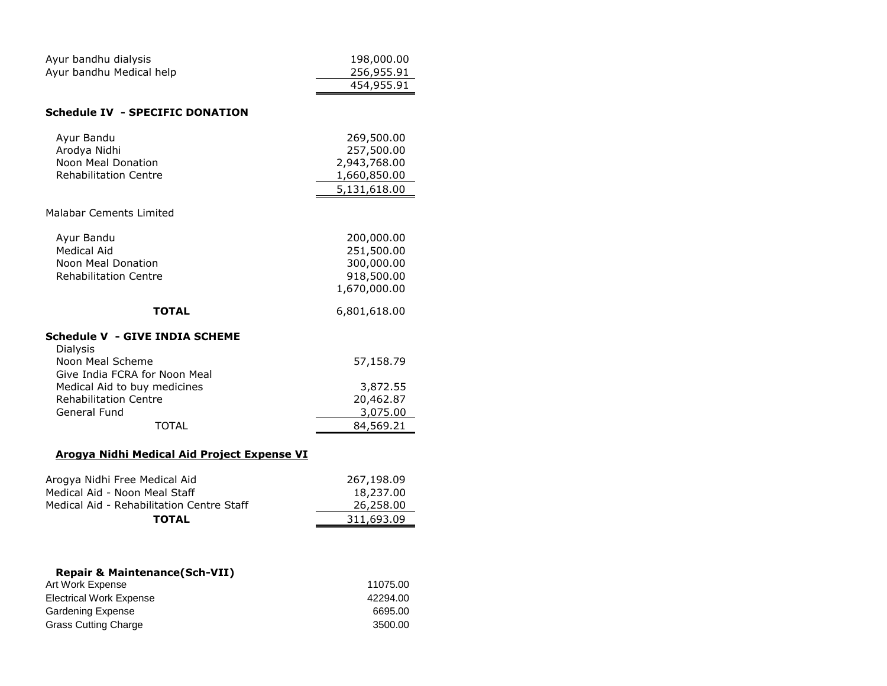| | |
|---|---|
| Ayur bandhu dialysis | 198,000.00 |
| Ayur bandhu Medical help | 256,955.91 |
| | 454,955.91 |

### Schedule IV - SPECIFIC DONATION

| | |
|---|---|
| Ayur Bandu | 269,500.00 |
| Arodya Nidhi | 257,500.00 |
| Noon Meal Donation | 2,943,768.00 |
| Rehabilitation Centre | 1,660,850.00 |
| | 5,131,618.00 |

Malabar Cements Limited

| | |
|---|---|
| Ayur Bandu | 200,000.00 |
| Medical Aid | 251,500.00 |
| Noon Meal Donation | 300,000.00 |
| Rehabilitation Centre | 918,500.00 |
| | 1,670,000.00 |
| **TOTAL** | 6,801,618.00 |

### Schedule V - GIVE INDIA SCHEME

| | |
|---|---|
| Dialysis | |
| Noon Meal Scheme | 57,158.79 |
| Give India FCRA for Noon Meal | |
| Medical Aid to buy medicines | 3,872.55 |
| Rehabilitation Centre | 20,462.87 |
| General Fund | 3,075.00 |
| TOTAL | 84,569.21 |

### Arogya Nidhi Medical Aid Project Expense VI

| | |
|---|---|
| Arogya Nidhi Free Medical Aid | 267,198.09 |
| Medical Aid - Noon Meal Staff | 18,237.00 |
| Medical Aid - Rehabilitation Centre Staff | 26,258.00 |
| **TOTAL** | 311,693.09 |

### Repair & Maintenance(Sch-VII)

| | |
|---|---|
| Art Work Expense | 11075.00 |
| Electrical Work Expense | 42294.00 |
| Gardening Expense | 6695.00 |
| Grass Cutting Charge | 3500.00 |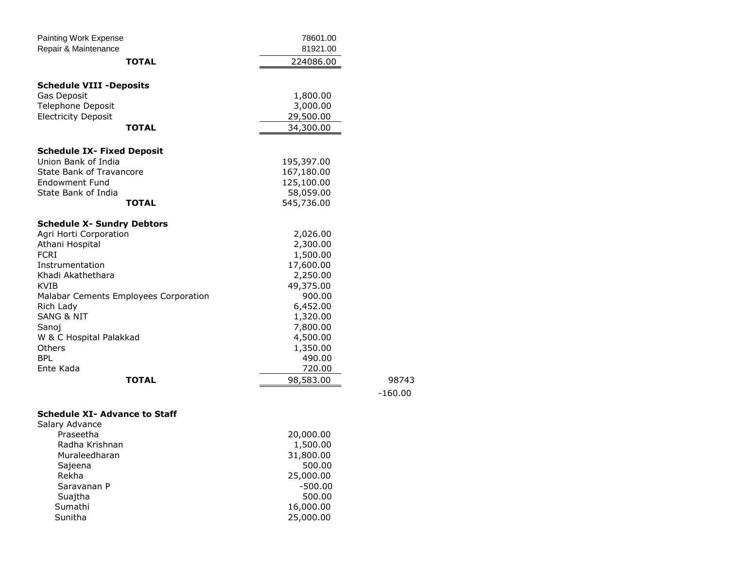| | |
|---|---|
| Painting Work Expense | 78601.00 |
| Repair & Maintenance | 81921.00 |
| **TOTAL** | 224086.00 |

**Schedule VIII -Deposits**

| | |
|---|---|
| Gas Deposit | 1,800.00 |
| Telephone Deposit | 3,000.00 |
| Electricity Deposit | 29,500.00 |
| **TOTAL** | 34,300.00 |

**Schedule IX- Fixed Deposit**

| | |
|---|---|
| Union Bank of India | 195,397.00 |
| State Bank of Travancore | 167,180.00 |
| Endowment Fund | 125,100.00 |
| State Bank of India | 58,059.00 |
| **TOTAL** | 545,736.00 |

**Schedule X- Sundry Debtors**

| | | |
|---|---|---|
| Agri Horti Corporation | 2,026.00 | |
| Athani Hospital | 2,300.00 | |
| FCRI | 1,500.00 | |
| Instrumentation | 17,600.00 | |
| Khadi Akathethara | 2,250.00 | |
| KVIB | 49,375.00 | |
| Malabar Cements Employees Corporation | 900.00 | |
| Rich Lady | 6,452.00 | |
| SANG & NIT | 1,320.00 | |
| Sanoj | 7,800.00 | |
| W & C Hospital Palakkad | 4,500.00 | |
| Others | 1,350.00 | |
| BPL | 490.00 | |
| Ente Kada | 720.00 | |
| **TOTAL** | 98,583.00 | 98743 |
| | | -160.00 |

**Schedule XI- Advance to Staff**

| | |
|---|---|
| Salary Advance | |
| Praseetha | 20,000.00 |
| Radha Krishnan | 1,500.00 |
| Muraleedharan | 31,800.00 |
| Sajeena | 500.00 |
| Rekha | 25,000.00 |
| Saravanan P | -500.00 |
| Suajtha | 500.00 |
| Sumathi | 16,000.00 |
| Sunitha | 25,000.00 |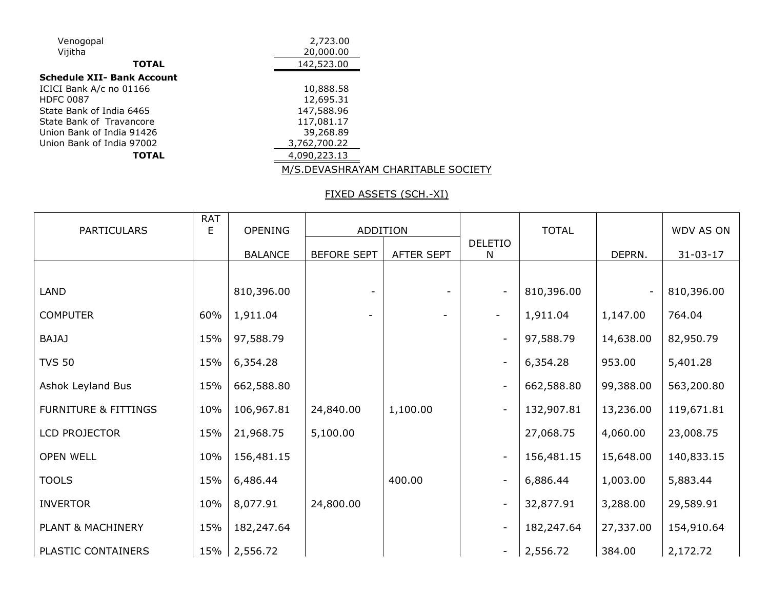| | |
|---|---|
| Venogopal | 2,723.00 |
| Vijitha | 20,000.00 |
| **TOTAL** | 142,523.00 |

**Schedule XII- Bank Account**

| | |
|---|---|
| ICICI Bank A/c no 01166 | 10,888.58 |
| HDFC 0087 | 12,695.31 |
| State Bank of India 6465 | 147,588.96 |
| State Bank of Travancore | 117,081.17 |
| Union Bank of India 91426 | 39,268.89 |
| Union Bank of India 97002 | 3,762,700.22 |
| **TOTAL** | 4,090,223.13 |

M/S.DEVASHRAYAM CHARITABLE SOCIETY

FIXED ASSETS (SCH.-XI)

| PARTICULARS | RATE | OPENING | ADDITION | | DELETION | TOTAL | | WDV AS ON |
|---|---|---|---|---|---|---|---|---|
| | | BALANCE | BEFORE SEPT | AFTER SEPT | | | DEPRN. | 31-03-17 |
| LAND | | 810,396.00 | - | - | - | 810,396.00 | - | 810,396.00 |
| COMPUTER | 60% | 1,911.04 | - | - | - | 1,911.04 | 1,147.00 | 764.04 |
| BAJAJ | 15% | 97,588.79 | | | - | 97,588.79 | 14,638.00 | 82,950.79 |
| TVS 50 | 15% | 6,354.28 | | | - | 6,354.28 | 953.00 | 5,401.28 |
| Ashok Leyland Bus | 15% | 662,588.80 | | | - | 662,588.80 | 99,388.00 | 563,200.80 |
| FURNITURE & FITTINGS | 10% | 106,967.81 | 24,840.00 | 1,100.00 | - | 132,907.81 | 13,236.00 | 119,671.81 |
| LCD PROJECTOR | 15% | 21,968.75 | 5,100.00 | | | 27,068.75 | 4,060.00 | 23,008.75 |
| OPEN WELL | 10% | 156,481.15 | | | - | 156,481.15 | 15,648.00 | 140,833.15 |
| TOOLS | 15% | 6,486.44 | | 400.00 | - | 6,886.44 | 1,003.00 | 5,883.44 |
| INVERTOR | 10% | 8,077.91 | 24,800.00 | | - | 32,877.91 | 3,288.00 | 29,589.91 |
| PLANT & MACHINERY | 15% | 182,247.64 | | | - | 182,247.64 | 27,337.00 | 154,910.64 |
| PLASTIC CONTAINERS | 15% | 2,556.72 | | | - | 2,556.72 | 384.00 | 2,172.72 |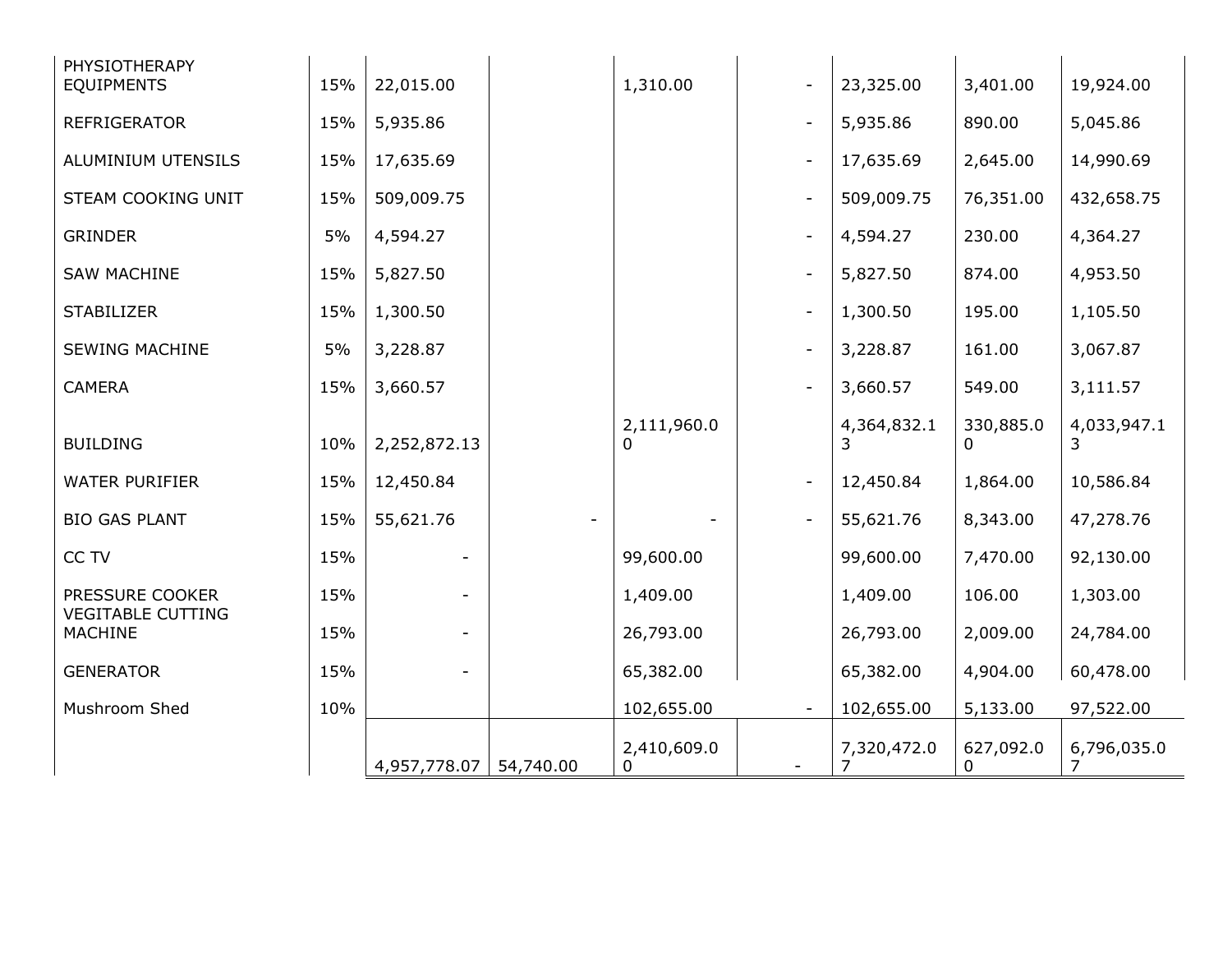| | | | | | | | | |
|---|---|---|---|---|---|---|---|---|
| PHYSIOTHERAPY EQUIPMENTS | 15% | 22,015.00 | | 1,310.00 | - | 23,325.00 | 3,401.00 | 19,924.00 |
| REFRIGERATOR | 15% | 5,935.86 | | | - | 5,935.86 | 890.00 | 5,045.86 |
| ALUMINIUM UTENSILS | 15% | 17,635.69 | | | - | 17,635.69 | 2,645.00 | 14,990.69 |
| STEAM COOKING UNIT | 15% | 509,009.75 | | | - | 509,009.75 | 76,351.00 | 432,658.75 |
| GRINDER | 5% | 4,594.27 | | | - | 4,594.27 | 230.00 | 4,364.27 |
| SAW MACHINE | 15% | 5,827.50 | | | - | 5,827.50 | 874.00 | 4,953.50 |
| STABILIZER | 15% | 1,300.50 | | | - | 1,300.50 | 195.00 | 1,105.50 |
| SEWING MACHINE | 5% | 3,228.87 | | | - | 3,228.87 | 161.00 | 3,067.87 |
| CAMERA | 15% | 3,660.57 | | | - | 3,660.57 | 549.00 | 3,111.57 |
| BUILDING | 10% | 2,252,872.13 | | 2,111,960.00 | | 4,364,832.13 | 330,885.00 | 4,033,947.13 |
| WATER PURIFIER | 15% | 12,450.84 | | | - | 12,450.84 | 1,864.00 | 10,586.84 |
| BIO GAS PLANT | 15% | 55,621.76 | - | - | - | 55,621.76 | 8,343.00 | 47,278.76 |
| CC TV | 15% | - | | 99,600.00 | | 99,600.00 | 7,470.00 | 92,130.00 |
| PRESSURE COOKER | 15% | - | | 1,409.00 | | 1,409.00 | 106.00 | 1,303.00 |
| VEGITABLE CUTTING MACHINE | 15% | - | | 26,793.00 | | 26,793.00 | 2,009.00 | 24,784.00 |
| GENERATOR | 15% | - | | 65,382.00 | | 65,382.00 | 4,904.00 | 60,478.00 |
| Mushroom Shed | 10% | | | 102,655.00 | - | 102,655.00 | 5,133.00 | 97,522.00 |
| | | 4,957,778.07 | 54,740.00 | 2,410,609.00 | - | 7,320,472.07 | 627,092.00 | 6,796,035.07 |